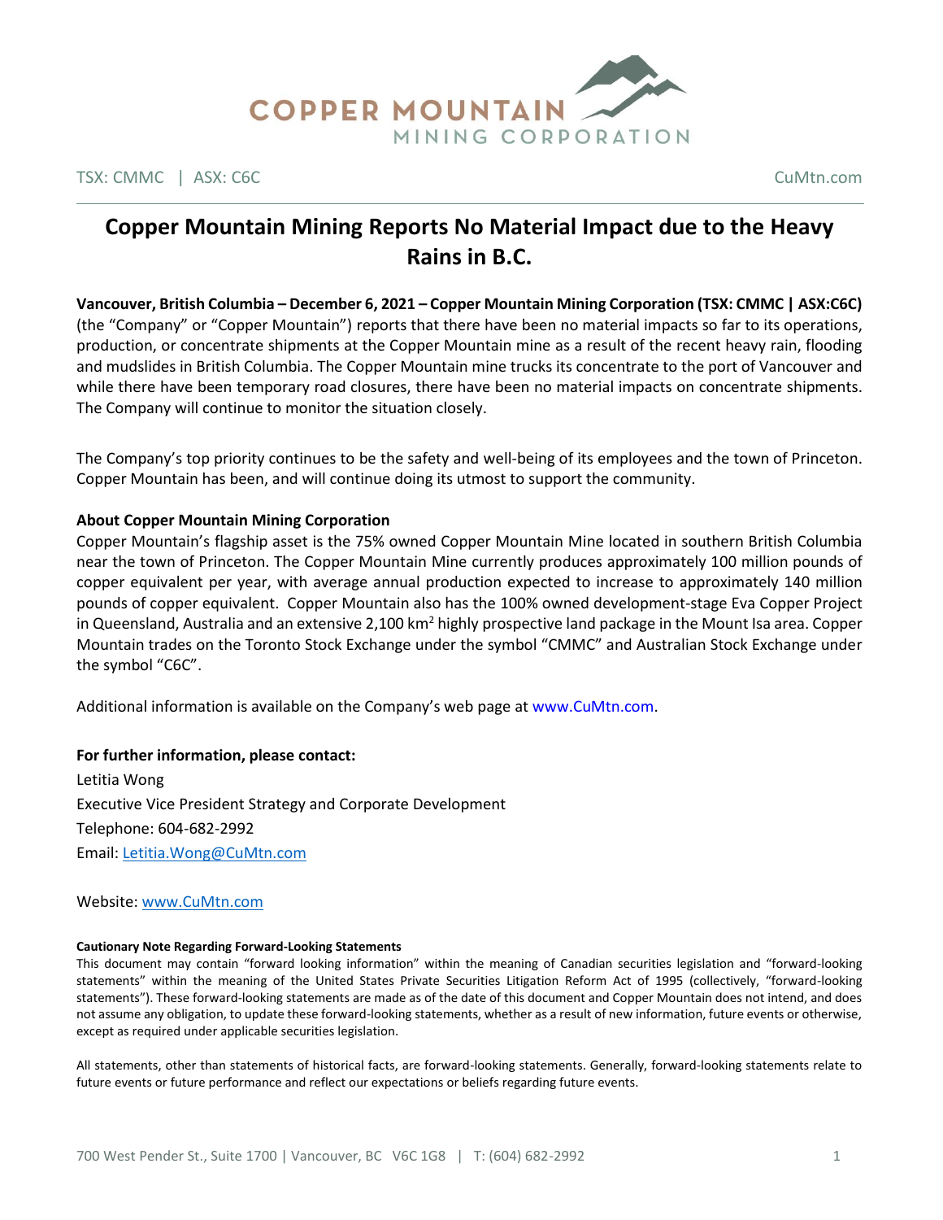TSX: CMMC | ASX: C6C CuMtn.com

# Copper Mountain Mining Reports No Material Impact due to the Heavy Rains in B.C.

**Vancouver, British Columbia – December 6, 2021 – Copper Mountain Mining Corporation (TSX: CMMC | ASX:C6C)** (the "Company" or "Copper Mountain") reports that there have been no material impacts so far to its operations, production, or concentrate shipments at the Copper Mountain mine as a result of the recent heavy rain, flooding and mudslides in British Columbia. The Copper Mountain mine trucks its concentrate to the port of Vancouver and while there have been temporary road closures, there have been no material impacts on concentrate shipments. The Company will continue to monitor the situation closely.

The Company's top priority continues to be the safety and well-being of its employees and the town of Princeton. Copper Mountain has been, and will continue doing its utmost to support the community.

**About Copper Mountain Mining Corporation**

Copper Mountain's flagship asset is the 75% owned Copper Mountain Mine located in southern British Columbia near the town of Princeton. The Copper Mountain Mine currently produces approximately 100 million pounds of copper equivalent per year, with average annual production expected to increase to approximately 140 million pounds of copper equivalent. Copper Mountain also has the 100% owned development-stage Eva Copper Project in Queensland, Australia and an extensive 2,100 km$^2$ highly prospective land package in the Mount Isa area. Copper Mountain trades on the Toronto Stock Exchange under the symbol "CMMC" and Australian Stock Exchange under the symbol "C6C".

Additional information is available on the Company's web page at www.CuMtn.com.

**For further information, please contact:**

Letitia Wong

Executive Vice President Strategy and Corporate Development

Telephone: 604-682-2992

Email: Letitia.Wong@CuMtn.com

Website: www.CuMtn.com

**Cautionary Note Regarding Forward-Looking Statements**

This document may contain "forward looking information" within the meaning of Canadian securities legislation and "forward-looking statements" within the meaning of the United States Private Securities Litigation Reform Act of 1995 (collectively, "forward-looking statements"). These forward-looking statements are made as of the date of this document and Copper Mountain does not intend, and does not assume any obligation, to update these forward-looking statements, whether as a result of new information, future events or otherwise, except as required under applicable securities legislation.

All statements, other than statements of historical facts, are forward-looking statements. Generally, forward-looking statements relate to future events or future performance and reflect our expectations or beliefs regarding future events.

700 West Pender St., Suite 1700 | Vancouver, BC V6C 1G8 | T: (604) 682-2992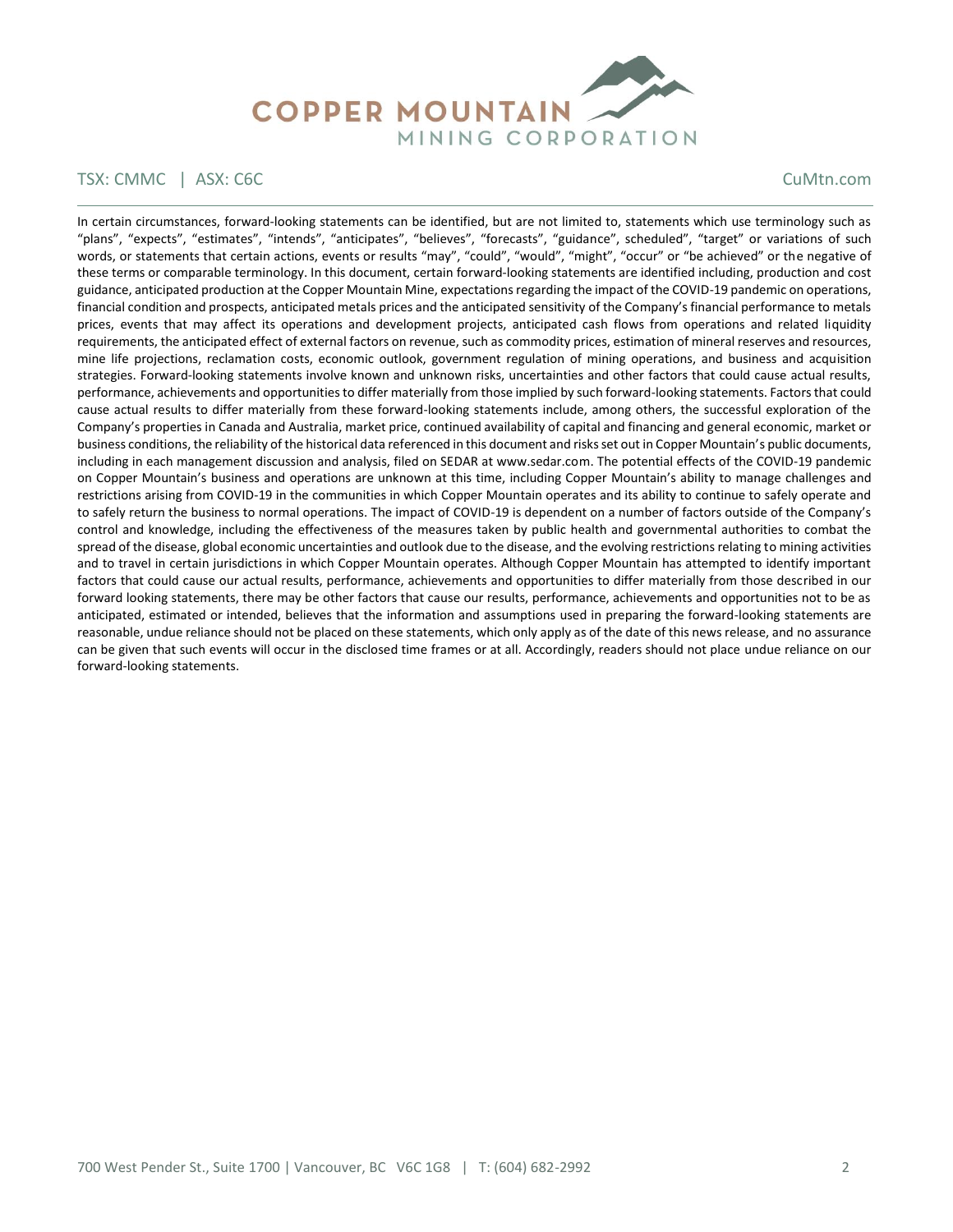In certain circumstances, forward-looking statements can be identified, but are not limited to, statements which use terminology such as "plans", "expects", "estimates", "intends", "anticipates", "believes", "forecasts", "guidance", scheduled", "target" or variations of such words, or statements that certain actions, events or results "may", "could", "would", "might", "occur" or "be achieved" or the negative of these terms or comparable terminology. In this document, certain forward-looking statements are identified including, production and cost guidance, anticipated production at the Copper Mountain Mine, expectations regarding the impact of the COVID-19 pandemic on operations, financial condition and prospects, anticipated metals prices and the anticipated sensitivity of the Company's financial performance to metals prices, events that may affect its operations and development projects, anticipated cash flows from operations and related liquidity requirements, the anticipated effect of external factors on revenue, such as commodity prices, estimation of mineral reserves and resources, mine life projections, reclamation costs, economic outlook, government regulation of mining operations, and business and acquisition strategies. Forward-looking statements involve known and unknown risks, uncertainties and other factors that could cause actual results, performance, achievements and opportunities to differ materially from those implied by such forward-looking statements. Factors that could cause actual results to differ materially from these forward-looking statements include, among others, the successful exploration of the Company's properties in Canada and Australia, market price, continued availability of capital and financing and general economic, market or business conditions, the reliability of the historical data referenced in this document and risks set out in Copper Mountain's public documents, including in each management discussion and analysis, filed on SEDAR at www.sedar.com. The potential effects of the COVID-19 pandemic on Copper Mountain's business and operations are unknown at this time, including Copper Mountain's ability to manage challenges and restrictions arising from COVID-19 in the communities in which Copper Mountain operates and its ability to continue to safely operate and to safely return the business to normal operations. The impact of COVID-19 is dependent on a number of factors outside of the Company's control and knowledge, including the effectiveness of the measures taken by public health and governmental authorities to combat the spread of the disease, global economic uncertainties and outlook due to the disease, and the evolving restrictions relating to mining activities and to travel in certain jurisdictions in which Copper Mountain operates. Although Copper Mountain has attempted to identify important factors that could cause our actual results, performance, achievements and opportunities to differ materially from those described in our forward looking statements, there may be other factors that cause our results, performance, achievements and opportunities not to be as anticipated, estimated or intended, believes that the information and assumptions used in preparing the forward-looking statements are reasonable, undue reliance should not be placed on these statements, which only apply as of the date of this news release, and no assurance can be given that such events will occur in the disclosed time frames or at all. Accordingly, readers should not place undue reliance on our forward-looking statements.